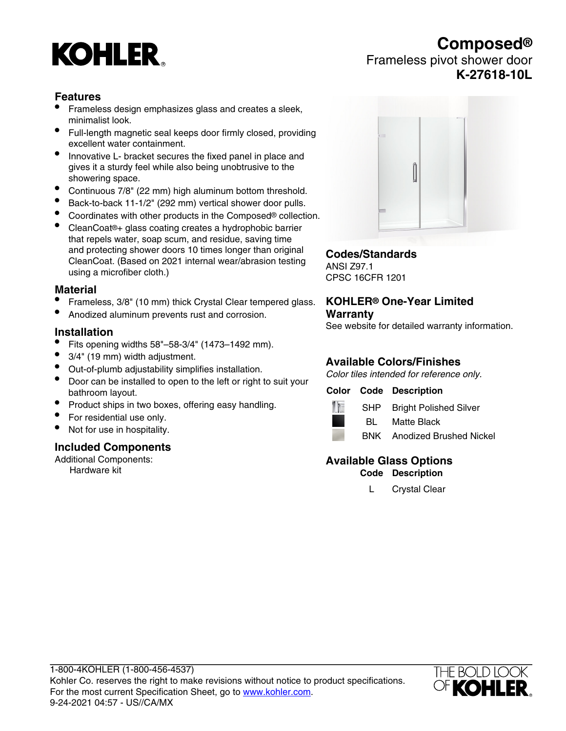# KOHLER

# Composed®

Frameless pivot shower door

**K-27618-10L**

## Features

- Frameless design emphasizes glass and creates a sleek, minimalist look.
- Full-length magnetic seal keeps door firmly closed, providing excellent water containment.
- Innovative L- bracket secures the fixed panel in place and gives it a sturdy feel while also being unobtrusive to the showering space.
- Continuous 7/8" (22 mm) high aluminum bottom threshold.
- Back-to-back 11-1/2" (292 mm) vertical shower door pulls.
- Coordinates with other products in the Composed® collection.
- CleanCoat®+ glass coating creates a hydrophobic barrier that repels water, soap scum, and residue, saving time and protecting shower doors 10 times longer than original CleanCoat. (Based on 2021 internal wear/abrasion testing using a microfiber cloth.)

## Material

- Frameless, 3/8" (10 mm) thick Crystal Clear tempered glass.
- Anodized aluminum prevents rust and corrosion.

## Installation

- Fits opening widths 58"–58-3/4" (1473–1492 mm).
- 3/4" (19 mm) width adjustment.
- Out-of-plumb adjustability simplifies installation.
- Door can be installed to open to the left or right to suit your bathroom layout.
- Product ships in two boxes, offering easy handling.
- For residential use only.
- Not for use in hospitality.

## Included Components

Additional Components:

Hardware kit

## Codes/Standards

ANSI Z97.1

CPSC 16CFR 1201

## KOHLER® One-Year Limited Warranty

See website for detailed warranty information.

## Available Colors/Finishes

*Color tiles intended for reference only.*

| Color | Code | Description |
|---|---|---|
| | SHP | Bright Polished Silver |
| | BL | Matte Black |
| | BNK | Anodized Brushed Nickel |

## Available Glass Options

| Code | Description |
|---|---|
| L | Crystal Clear |

1-800-4KOHLER (1-800-456-4537)

Kohler Co. reserves the right to make revisions without notice to product specifications.

For the most current Specification Sheet, go to www.kohler.com.

9-24-2021 04:57 - US//CA/MX

THE BOLD LOOK OF KOHLER.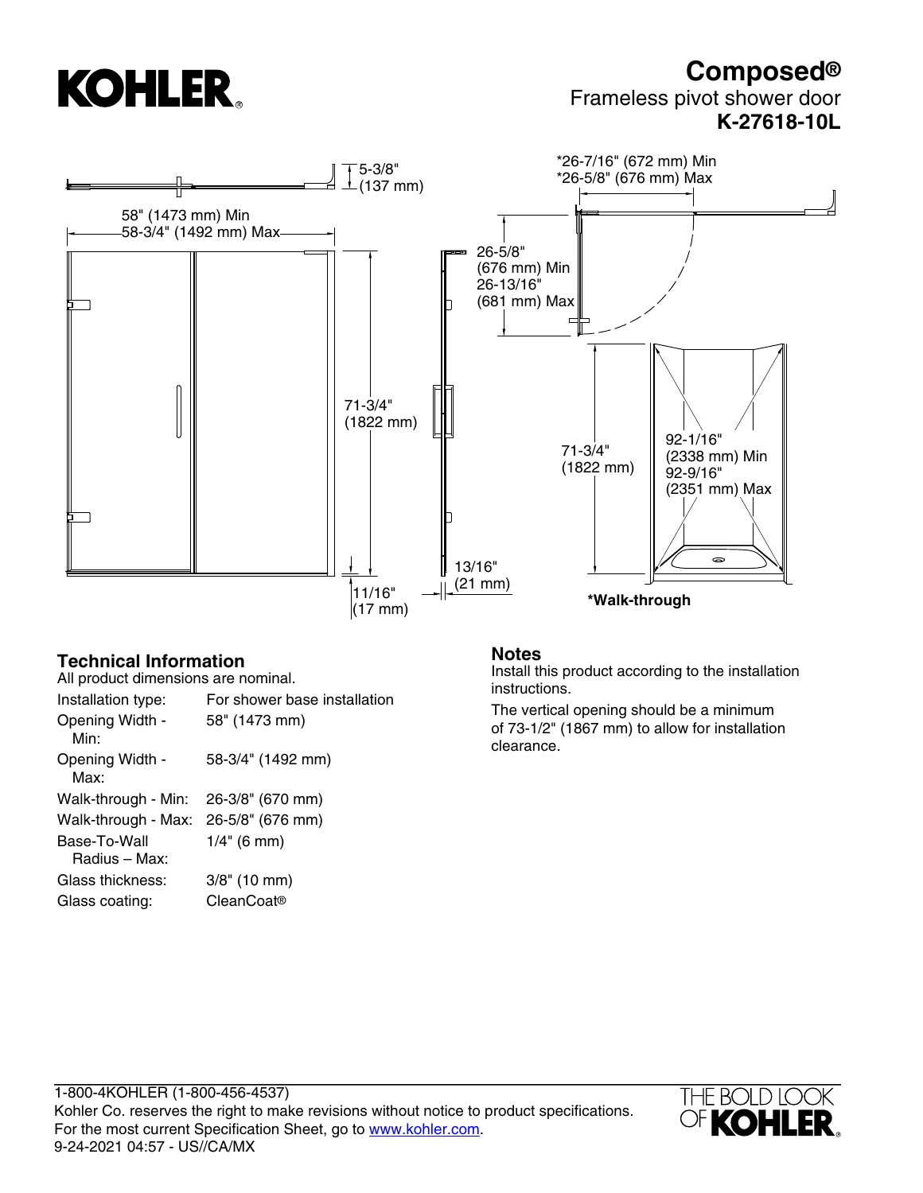**KOHLER**

# Composed®

Frameless pivot shower door

**K-27618-10L**

5-3/8"
(137 mm)

58" (1473 mm) Min
58-3/4" (1492 mm) Max

71-3/4"
(1822 mm)

11/16"
(17 mm)

13/16"
(21 mm)

26-5/8"
(676 mm) Min
26-13/16"
(681 mm) Max

*26-7/16" (672 mm) Min
*26-5/8" (676 mm) Max

71-3/4"
(1822 mm)

92-1/16"
(2338 mm) Min
92-9/16"
(2351 mm) Max

**\*Walk-through**

## Technical Information

All product dimensions are nominal.

| | |
|---|---|
| Installation type: | For shower base installation |
| Opening Width - Min: | 58" (1473 mm) |
| Opening Width - Max: | 58-3/4" (1492 mm) |
| Walk-through - Min: | 26-3/8" (670 mm) |
| Walk-through - Max: | 26-5/8" (676 mm) |
| Base-To-Wall Radius – Max: | 1/4" (6 mm) |
| Glass thickness: | 3/8" (10 mm) |
| Glass coating: | CleanCoat® |

## Notes

Install this product according to the installation instructions.

The vertical opening should be a minimum of 73-1/2" (1867 mm) to allow for installation clearance.

1-800-4KOHLER (1-800-456-4537)
Kohler Co. reserves the right to make revisions without notice to product specifications.
For the most current Specification Sheet, go to www.kohler.com.
9-24-2021 04:57 - US//CA/MX

THE BOLD LOOK OF KOHLER.